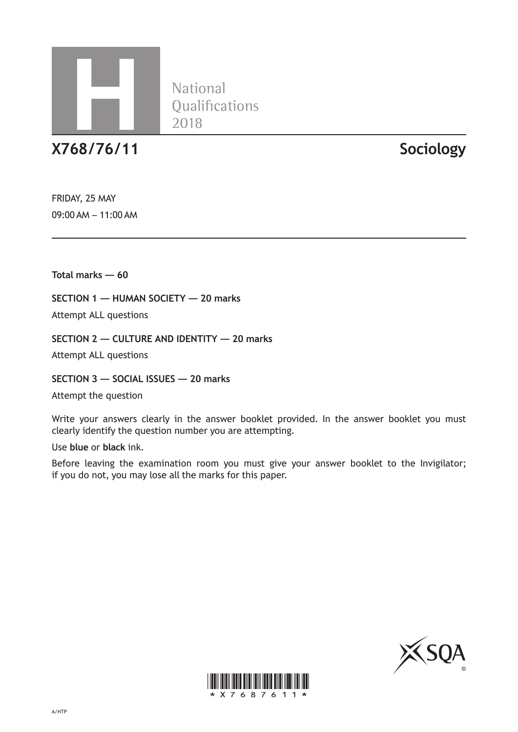H

National Qualifications 2018

# X768/76/11 Sociology

FRIDAY, 25 MAY

09:00 AM – 11:00 AM

**Total marks — 60**

**SECTION 1 — HUMAN SOCIETY — 20 marks**

Attempt ALL questions

**SECTION 2 — CULTURE AND IDENTITY — 20 marks**

Attempt ALL questions

**SECTION 3 — SOCIAL ISSUES — 20 marks**

Attempt the question

Write your answers clearly in the answer booklet provided. In the answer booklet you must clearly identify the question number you are attempting.

Use **blue** or **black** ink.

Before leaving the examination room you must give your answer booklet to the Invigilator; if you do not, you may lose all the marks for this paper.

*X768761 1*

A/HTP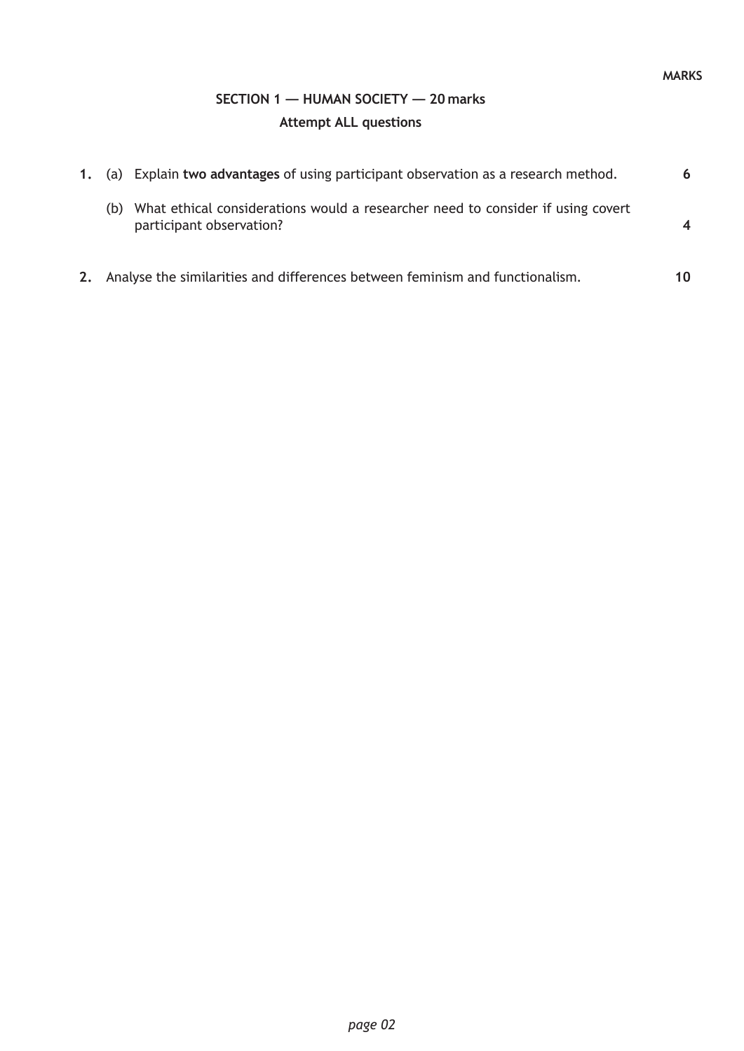**MARKS**

## SECTION 1 — HUMAN SOCIETY — 20 marks

**Attempt ALL questions**

1. (a) Explain **two advantages** of using participant observation as a research method. **6**

   (b) What ethical considerations would a researcher need to consider if using covert participant observation? **4**

2. Analyse the similarities and differences between feminism and functionalism. **10**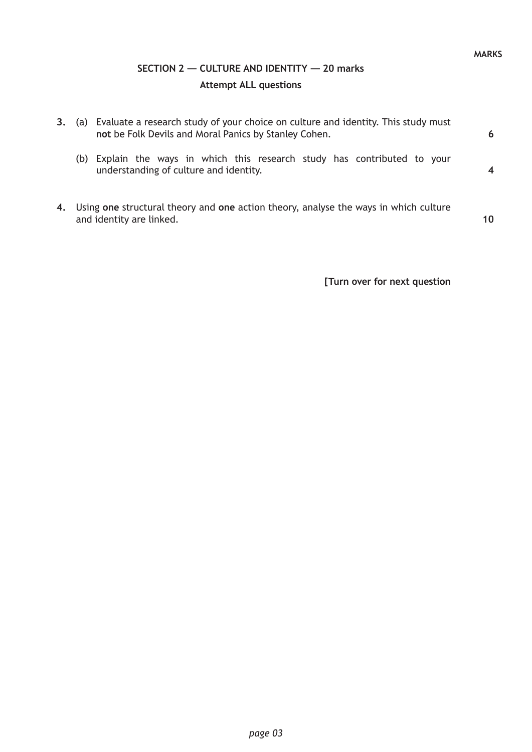MARKS

## SECTION 2 — CULTURE AND IDENTITY — 20 marks

**Attempt ALL questions**

**3.** (a) Evaluate a research study of your choice on culture and identity. This study must **not** be Folk Devils and Moral Panics by Stanley Cohen. **6**

(b) Explain the ways in which this research study has contributed to your understanding of culture and identity. **4**

**4.** Using **one** structural theory and **one** action theory, analyse the ways in which culture and identity are linked. **10**

**[Turn over for next question**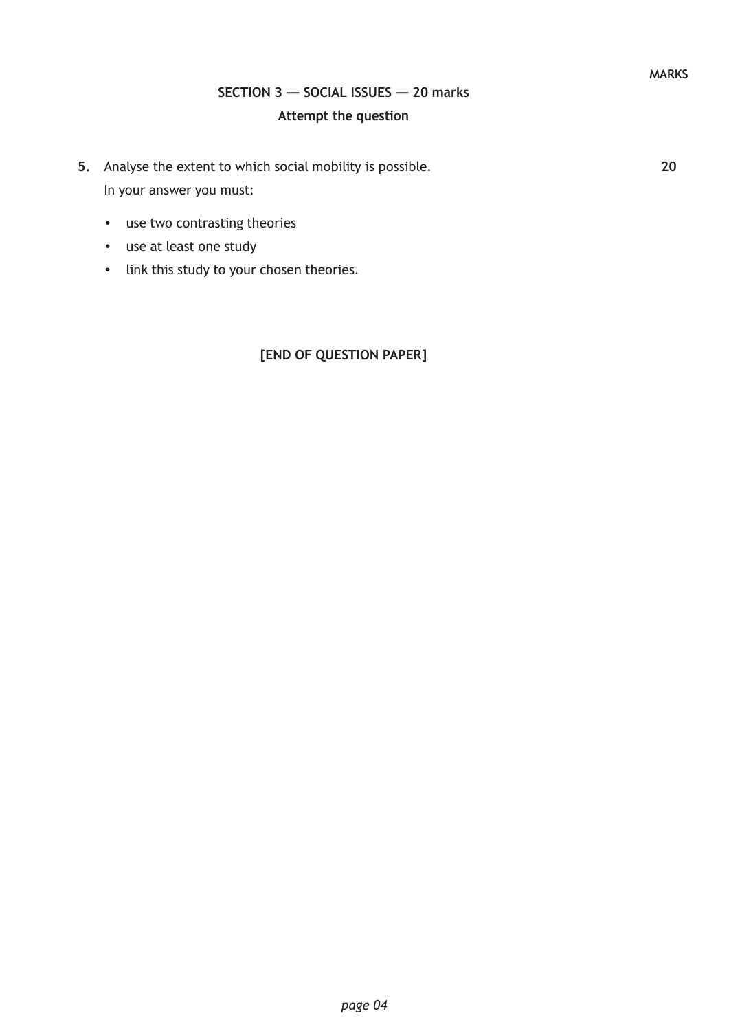MARKS

## SECTION 3 — SOCIAL ISSUES — 20 marks

**Attempt the question**

**5.** Analyse the extent to which social mobility is possible. **20**

In your answer you must:

- use two contrasting theories
- use at least one study
- link this study to your chosen theories.

**[END OF QUESTION PAPER]**